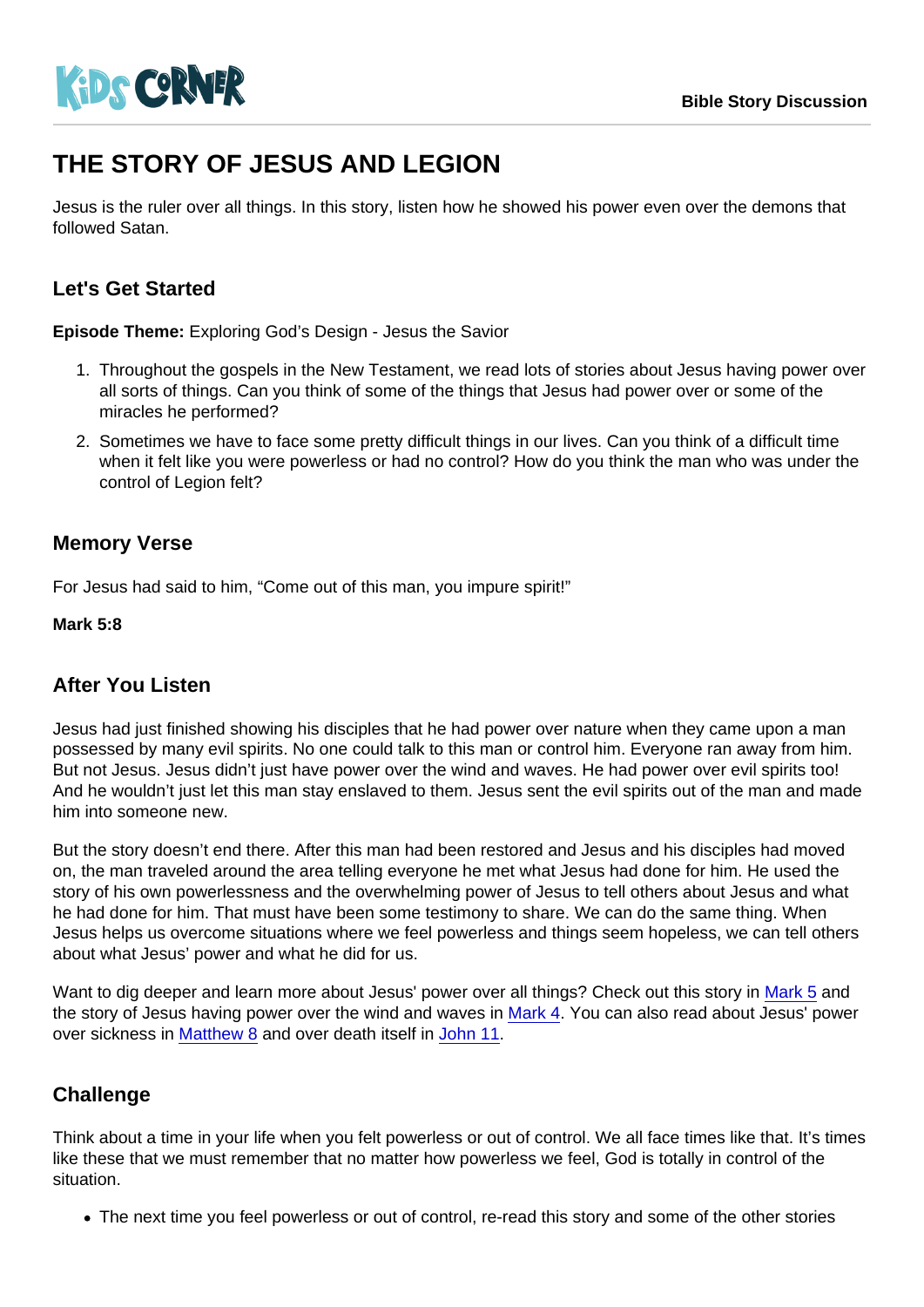KIDS CORNER

**Bible Story Discussion**

# THE STORY OF JESUS AND LEGION

Jesus is the ruler over all things. In this story, listen how he showed his power even over the demons that followed Satan.

## Let's Get Started

**Episode Theme:** Exploring God's Design - Jesus the Savior

1. Throughout the gospels in the New Testament, we read lots of stories about Jesus having power over all sorts of things. Can you think of some of the things that Jesus had power over or some of the miracles he performed?
2. Sometimes we have to face some pretty difficult things in our lives. Can you think of a difficult time when it felt like you were powerless or had no control? How do you think the man who was under the control of Legion felt?

## Memory Verse

For Jesus had said to him, "Come out of this man, you impure spirit!"

**Mark 5:8**

## After You Listen

Jesus had just finished showing his disciples that he had power over nature when they came upon a man possessed by many evil spirits. No one could talk to this man or control him. Everyone ran away from him. But not Jesus. Jesus didn't just have power over the wind and waves. He had power over evil spirits too! And he wouldn't just let this man stay enslaved to them. Jesus sent the evil spirits out of the man and made him into someone new.

But the story doesn't end there. After this man had been restored and Jesus and his disciples had moved on, the man traveled around the area telling everyone he met what Jesus had done for him. He used the story of his own powerlessness and the overwhelming power of Jesus to tell others about Jesus and what he had done for him. That must have been some testimony to share. We can do the same thing. When Jesus helps us overcome situations where we feel powerless and things seem hopeless, we can tell others about what Jesus' power and what he did for us.

Want to dig deeper and learn more about Jesus' power over all things? Check out this story in Mark 5 and the story of Jesus having power over the wind and waves in Mark 4. You can also read about Jesus' power over sickness in Matthew 8 and over death itself in John 11.

## Challenge

Think about a time in your life when you felt powerless or out of control. We all face times like that. It's times like these that we must remember that no matter how powerless we feel, God is totally in control of the situation.

- The next time you feel powerless or out of control, re-read this story and some of the other stories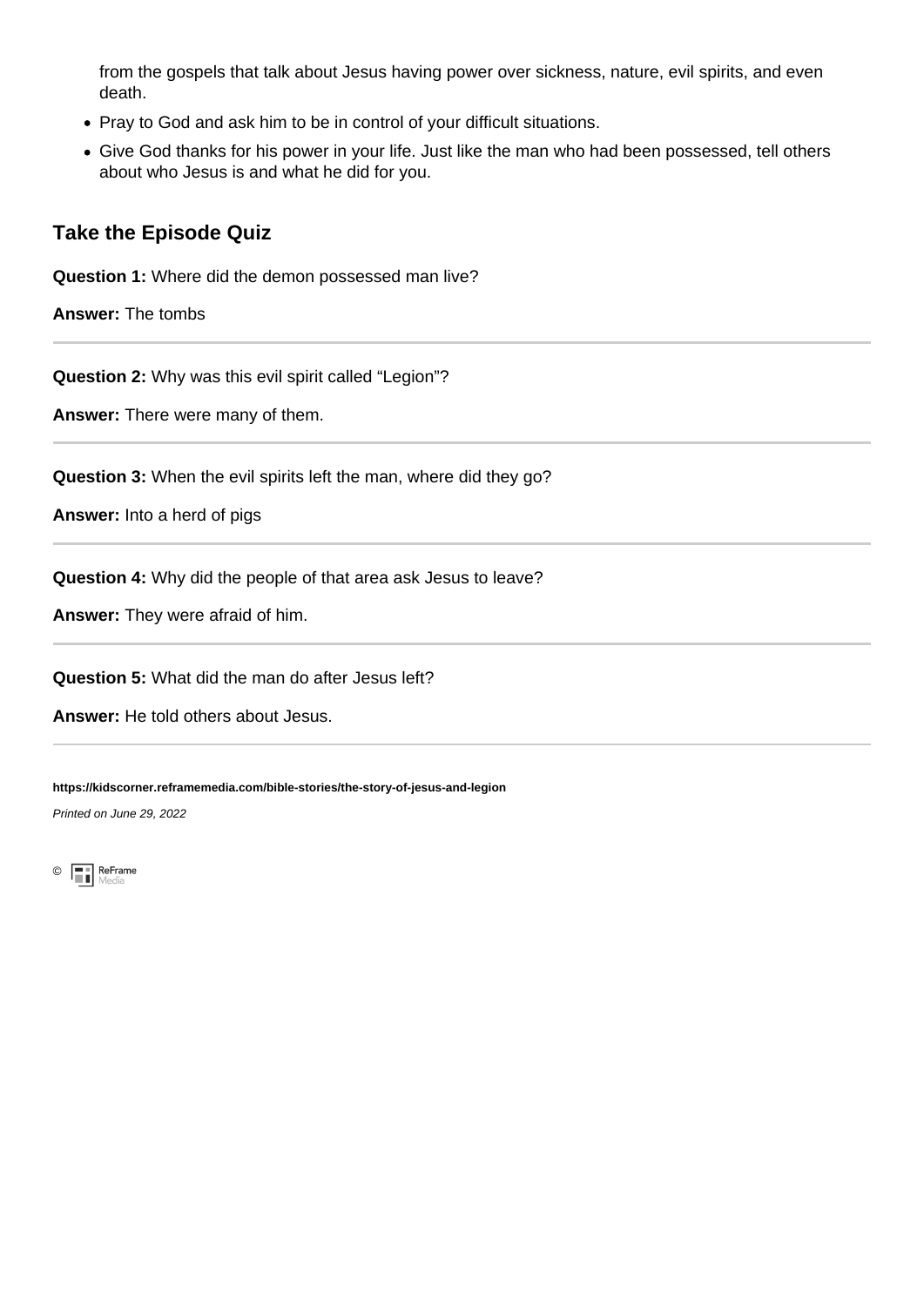from the gospels that talk about Jesus having power over sickness, nature, evil spirits, and even death.

- Pray to God and ask him to be in control of your difficult situations.
- Give God thanks for his power in your life. Just like the man who had been possessed, tell others about who Jesus is and what he did for you.

## Take the Episode Quiz

**Question 1:** Where did the demon possessed man live?

**Answer:** The tombs

---

**Question 2:** Why was this evil spirit called "Legion"?

**Answer:** There were many of them.

---

**Question 3:** When the evil spirits left the man, where did they go?

**Answer:** Into a herd of pigs

---

**Question 4:** Why did the people of that area ask Jesus to leave?

**Answer:** They were afraid of him.

---

**Question 5:** What did the man do after Jesus left?

**Answer:** He told others about Jesus.

---

**https://kidscorner.reframemedia.com/bible-stories/the-story-of-jesus-and-legion**

*Printed on June 29, 2022*

© ReFrame Media